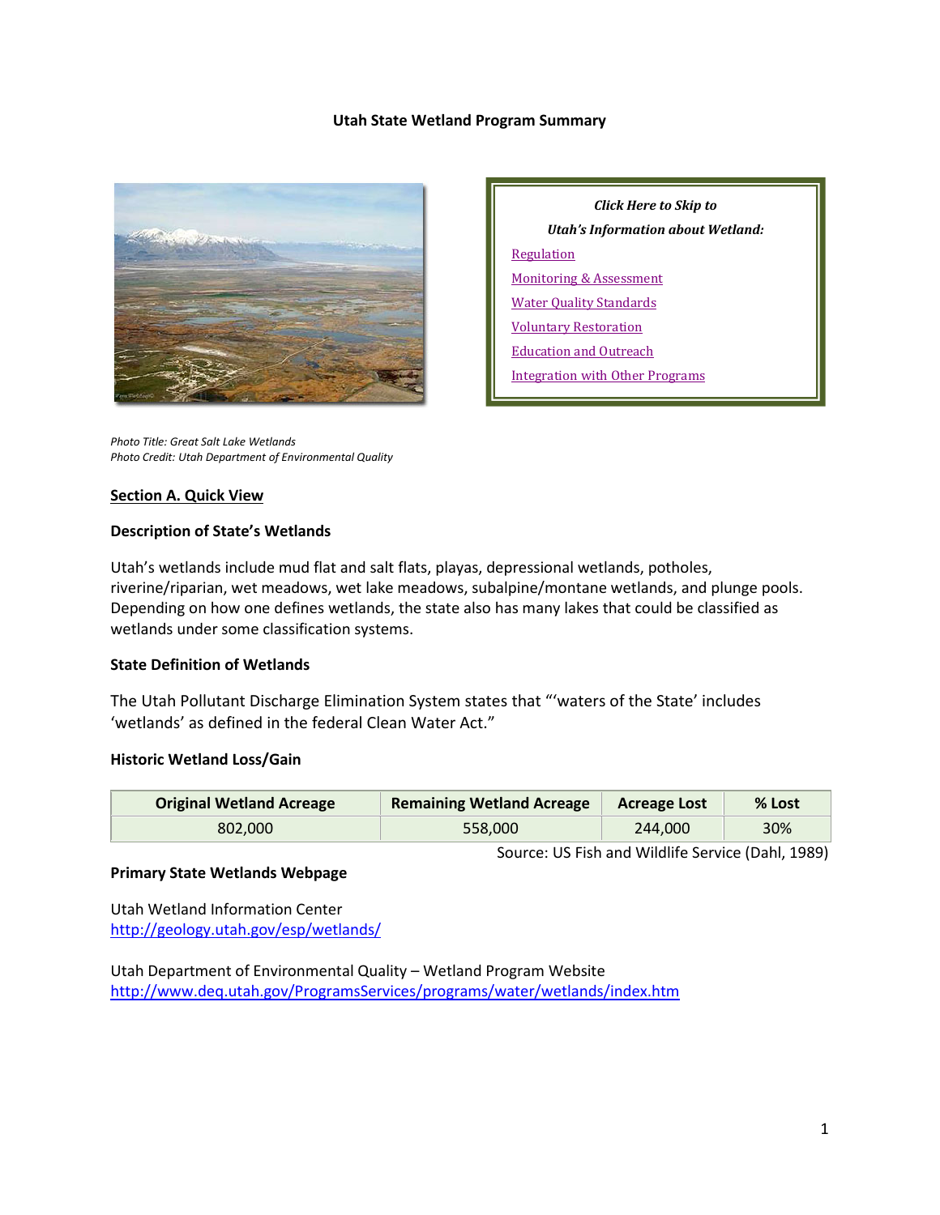# Utah State Wetland Program Summary

*Click Here to Skip to*

*Utah's Information about Wetland:*

[Regulation]

[Monitoring & Assessment]

[Water Quality Standards]

[Voluntary Restoration]

[Education and Outreach]

[Integration with Other Programs]

*Photo Title: Great Salt Lake Wetlands*
*Photo Credit: Utah Department of Environmental Quality*

## Section A. Quick View

### Description of State's Wetlands

Utah's wetlands include mud flat and salt flats, playas, depressional wetlands, potholes, riverine/riparian, wet meadows, wet lake meadows, subalpine/montane wetlands, and plunge pools. Depending on how one defines wetlands, the state also has many lakes that could be classified as wetlands under some classification systems.

### State Definition of Wetlands

The Utah Pollutant Discharge Elimination System states that "'waters of the State' includes 'wetlands' as defined in the federal Clean Water Act."

### Historic Wetland Loss/Gain

| Original Wetland Acreage | Remaining Wetland Acreage | Acreage Lost | % Lost |
|---|---|---|---|
| 802,000 | 558,000 | 244,000 | 30% |

Source: US Fish and Wildlife Service (Dahl, 1989)

### Primary State Wetlands Webpage

Utah Wetland Information Center
http://geology.utah.gov/esp/wetlands/

Utah Department of Environmental Quality – Wetland Program Website
http://www.deq.utah.gov/ProgramsServices/programs/water/wetlands/index.htm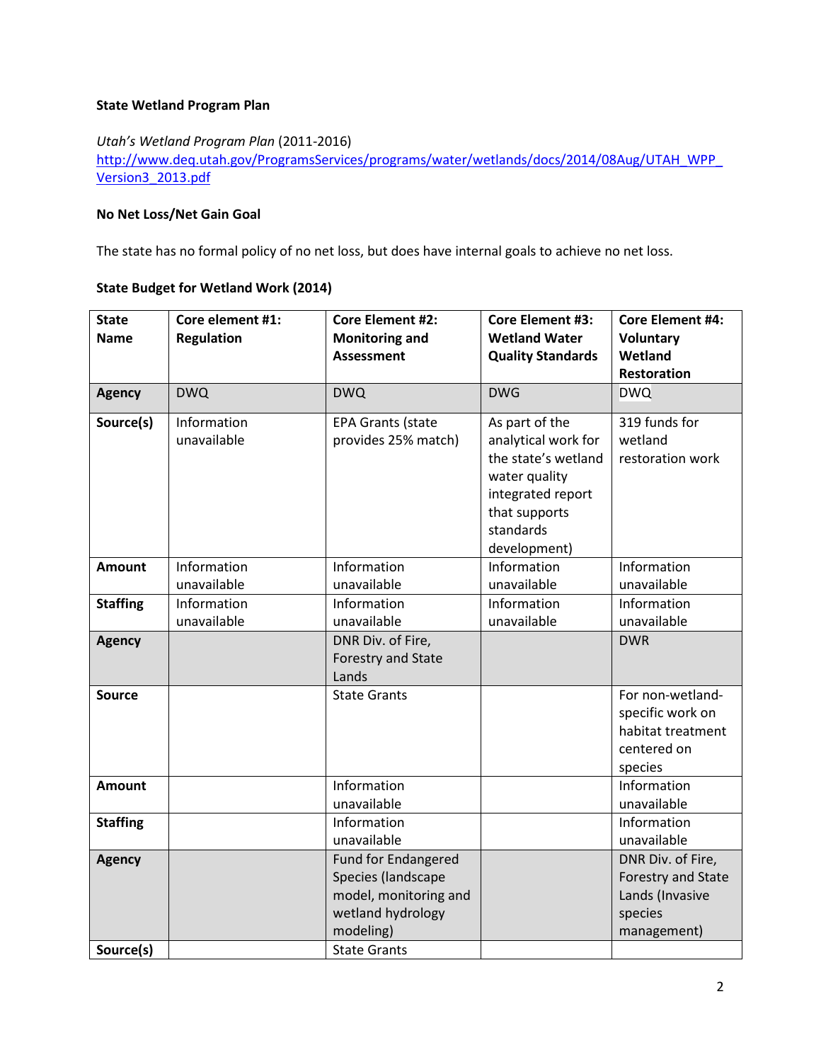**State Wetland Program Plan**

*Utah's Wetland Program Plan* (2011-2016)
[http://www.deq.utah.gov/ProgramsServices/programs/water/wetlands/docs/2014/08Aug/UTAH_WPP_Version3_2013.pdf](http://www.deq.utah.gov/ProgramsServices/programs/water/wetlands/docs/2014/08Aug/UTAH_WPP_Version3_2013.pdf)

**No Net Loss/Net Gain Goal**

The state has no formal policy of no net loss, but does have internal goals to achieve no net loss.

**State Budget for Wetland Work (2014)**

| State Name | Core element #1: Regulation | Core Element #2: Monitoring and Assessment | Core Element #3: Wetland Water Quality Standards | Core Element #4: Voluntary Wetland Restoration |
|---|---|---|---|---|
| **Agency** | DWQ | DWQ | DWG | DWQ |
| **Source(s)** | Information unavailable | EPA Grants (state provides 25% match) | As part of the analytical work for the state's wetland water quality integrated report that supports standards development) | 319 funds for wetland restoration work |
| **Amount** | Information unavailable | Information unavailable | Information unavailable | Information unavailable |
| **Staffing** | Information unavailable | Information unavailable | Information unavailable | Information unavailable |
| **Agency** | | DNR Div. of Fire, Forestry and State Lands | | DWR |
| **Source** | | State Grants | | For non-wetland-specific work on habitat treatment centered on species |
| **Amount** | | Information unavailable | | Information unavailable |
| **Staffing** | | Information unavailable | | Information unavailable |
| **Agency** | | Fund for Endangered Species (landscape model, monitoring and wetland hydrology modeling) | | DNR Div. of Fire, Forestry and State Lands (Invasive species management) |
| **Source(s)** | | State Grants | | |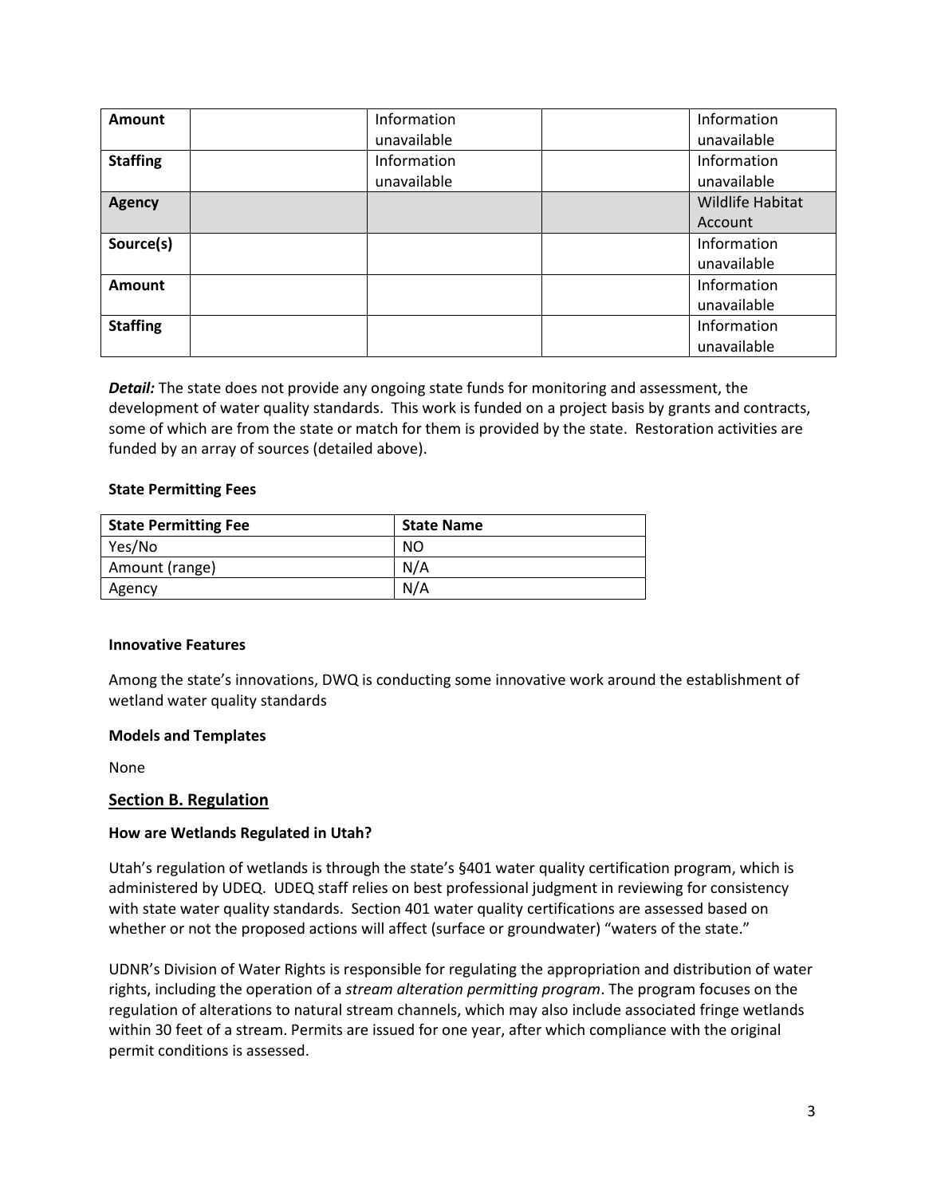| | | | | |
|---|---|---|---|---|
| **Amount** | | Information unavailable | | Information unavailable |
| **Staffing** | | Information unavailable | | Information unavailable |
| **Agency** | | | | Wildlife Habitat Account |
| **Source(s)** | | | | Information unavailable |
| **Amount** | | | | Information unavailable |
| **Staffing** | | | | Information unavailable |

***Detail:*** The state does not provide any ongoing state funds for monitoring and assessment, the development of water quality standards. This work is funded on a project basis by grants and contracts, some of which are from the state or match for them is provided by the state. Restoration activities are funded by an array of sources (detailed above).

**State Permitting Fees**

| **State Permitting Fee** | **State Name** |
|---|---|
| Yes/No | NO |
| Amount (range) | N/A |
| Agency | N/A |

**Innovative Features**

Among the state's innovations, DWQ is conducting some innovative work around the establishment of wetland water quality standards

**Models and Templates**

None

## Section B. Regulation

**How are Wetlands Regulated in Utah?**

Utah's regulation of wetlands is through the state's §401 water quality certification program, which is administered by UDEQ. UDEQ staff relies on best professional judgment in reviewing for consistency with state water quality standards. Section 401 water quality certifications are assessed based on whether or not the proposed actions will affect (surface or groundwater) "waters of the state."

UDNR's Division of Water Rights is responsible for regulating the appropriation and distribution of water rights, including the operation of a *stream alteration permitting program*. The program focuses on the regulation of alterations to natural stream channels, which may also include associated fringe wetlands within 30 feet of a stream. Permits are issued for one year, after which compliance with the original permit conditions is assessed.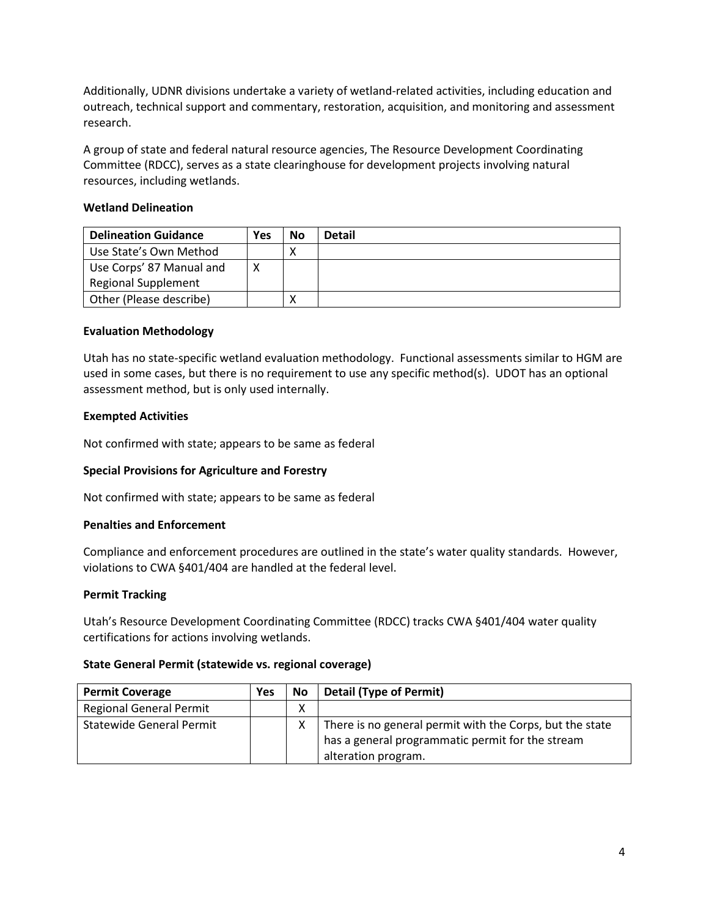Additionally, UDNR divisions undertake a variety of wetland-related activities, including education and outreach, technical support and commentary, restoration, acquisition, and monitoring and assessment research.

A group of state and federal natural resource agencies, The Resource Development Coordinating Committee (RDCC), serves as a state clearinghouse for development projects involving natural resources, including wetlands.

**Wetland Delineation**

| Delineation Guidance | Yes | No | Detail |
|---|---|---|---|
| Use State's Own Method | | X | |
| Use Corps' 87 Manual and Regional Supplement | X | | |
| Other (Please describe) | | X | |

**Evaluation Methodology**

Utah has no state-specific wetland evaluation methodology. Functional assessments similar to HGM are used in some cases, but there is no requirement to use any specific method(s). UDOT has an optional assessment method, but is only used internally.

**Exempted Activities**

Not confirmed with state; appears to be same as federal

**Special Provisions for Agriculture and Forestry**

Not confirmed with state; appears to be same as federal

**Penalties and Enforcement**

Compliance and enforcement procedures are outlined in the state's water quality standards. However, violations to CWA §401/404 are handled at the federal level.

**Permit Tracking**

Utah's Resource Development Coordinating Committee (RDCC) tracks CWA §401/404 water quality certifications for actions involving wetlands.

**State General Permit (statewide vs. regional coverage)**

| Permit Coverage | Yes | No | Detail (Type of Permit) |
|---|---|---|---|
| Regional General Permit | | X | |
| Statewide General Permit | | X | There is no general permit with the Corps, but the state has a general programmatic permit for the stream alteration program. |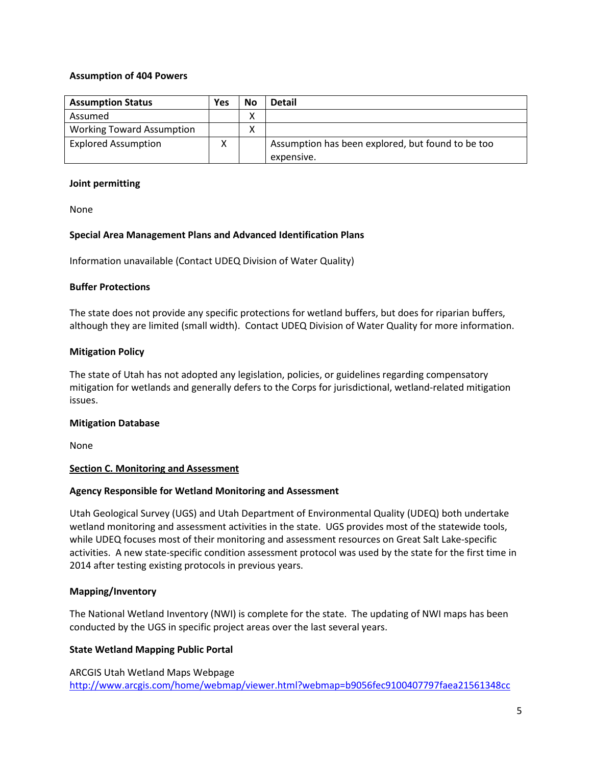**Assumption of 404 Powers**

| Assumption Status | Yes | No | Detail |
| --- | --- | --- | --- |
| Assumed | | X | |
| Working Toward Assumption | | X | |
| Explored Assumption | X | | Assumption has been explored, but found to be too expensive. |

**Joint permitting**

None

**Special Area Management Plans and Advanced Identification Plans**

Information unavailable (Contact UDEQ Division of Water Quality)

**Buffer Protections**

The state does not provide any specific protections for wetland buffers, but does for riparian buffers, although they are limited (small width). Contact UDEQ Division of Water Quality for more information.

**Mitigation Policy**

The state of Utah has not adopted any legislation, policies, or guidelines regarding compensatory mitigation for wetlands and generally defers to the Corps for jurisdictional, wetland-related mitigation issues.

**Mitigation Database**

None

**Section C. Monitoring and Assessment**

**Agency Responsible for Wetland Monitoring and Assessment**

Utah Geological Survey (UGS) and Utah Department of Environmental Quality (UDEQ) both undertake wetland monitoring and assessment activities in the state. UGS provides most of the statewide tools, while UDEQ focuses most of their monitoring and assessment resources on Great Salt Lake-specific activities. A new state-specific condition assessment protocol was used by the state for the first time in 2014 after testing existing protocols in previous years.

**Mapping/Inventory**

The National Wetland Inventory (NWI) is complete for the state. The updating of NWI maps has been conducted by the UGS in specific project areas over the last several years.

**State Wetland Mapping Public Portal**

ARCGIS Utah Wetland Maps Webpage
http://www.arcgis.com/home/webmap/viewer.html?webmap=b9056fec9100407797faea21561348cc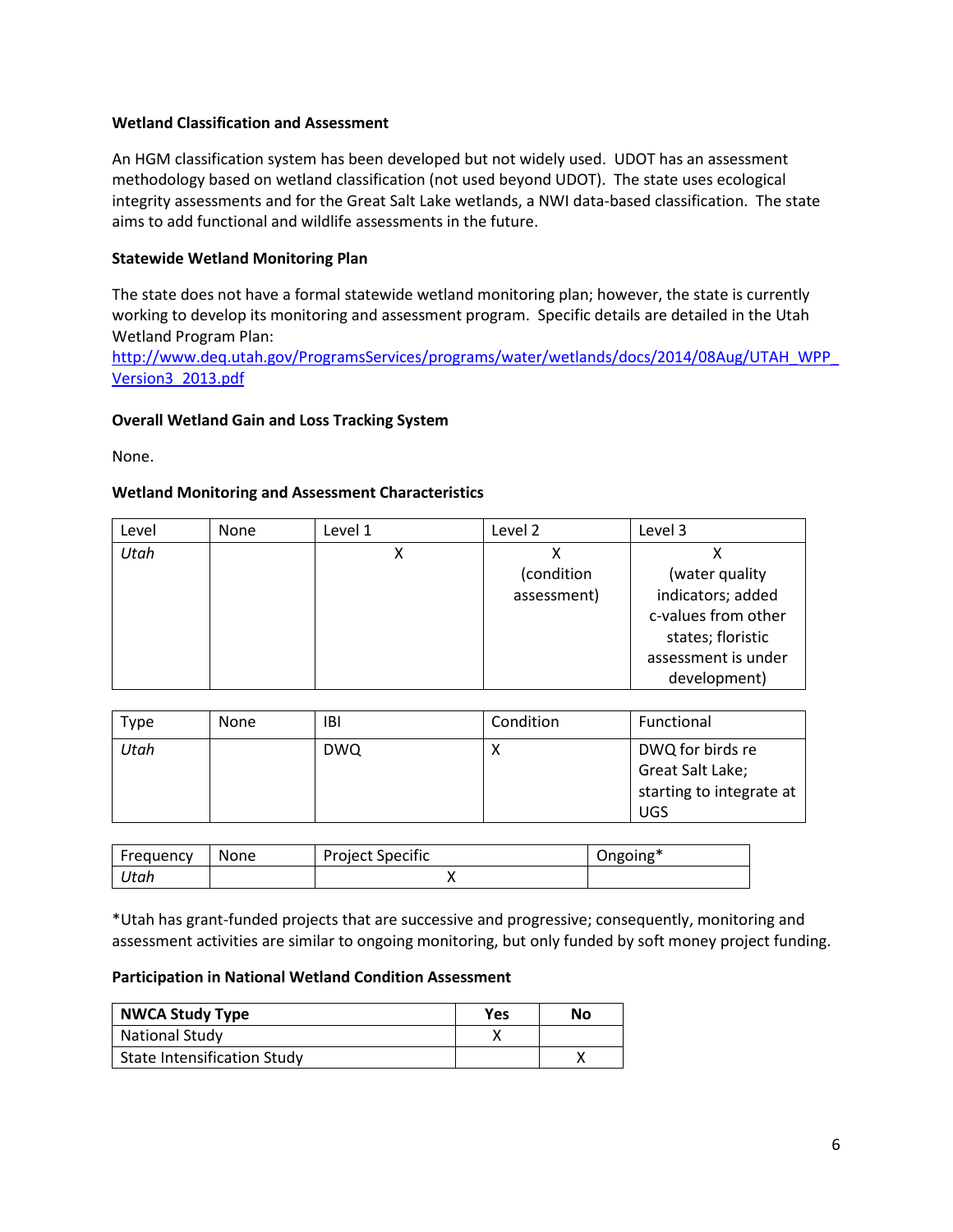### Wetland Classification and Assessment

An HGM classification system has been developed but not widely used. UDOT has an assessment methodology based on wetland classification (not used beyond UDOT). The state uses ecological integrity assessments and for the Great Salt Lake wetlands, a NWI data-based classification. The state aims to add functional and wildlife assessments in the future.

### Statewide Wetland Monitoring Plan

The state does not have a formal statewide wetland monitoring plan; however, the state is currently working to develop its monitoring and assessment program. Specific details are detailed in the Utah Wetland Program Plan: http://www.deq.utah.gov/ProgramsServices/programs/water/wetlands/docs/2014/08Aug/UTAH_WPP_Version3_2013.pdf

### Overall Wetland Gain and Loss Tracking System

None.

### Wetland Monitoring and Assessment Characteristics

| Level | None | Level 1 | Level 2 | Level 3 |
|---|---|---|---|---|
| *Utah* | | X | X (condition assessment) | X (water quality indicators; added c-values from other states; floristic assessment is under development) |

| Type | None | IBI | Condition | Functional |
|---|---|---|---|---|
| *Utah* | | DWQ | X | DWQ for birds re Great Salt Lake; starting to integrate at UGS |

| Frequency | None | Project Specific | Ongoing* |
|---|---|---|---|
| *Utah* | | X | |

*Utah has grant-funded projects that are successive and progressive; consequently, monitoring and assessment activities are similar to ongoing monitoring, but only funded by soft money project funding.

### Participation in National Wetland Condition Assessment

| NWCA Study Type | Yes | No |
|---|---|---|
| National Study | X | |
| State Intensification Study | | X |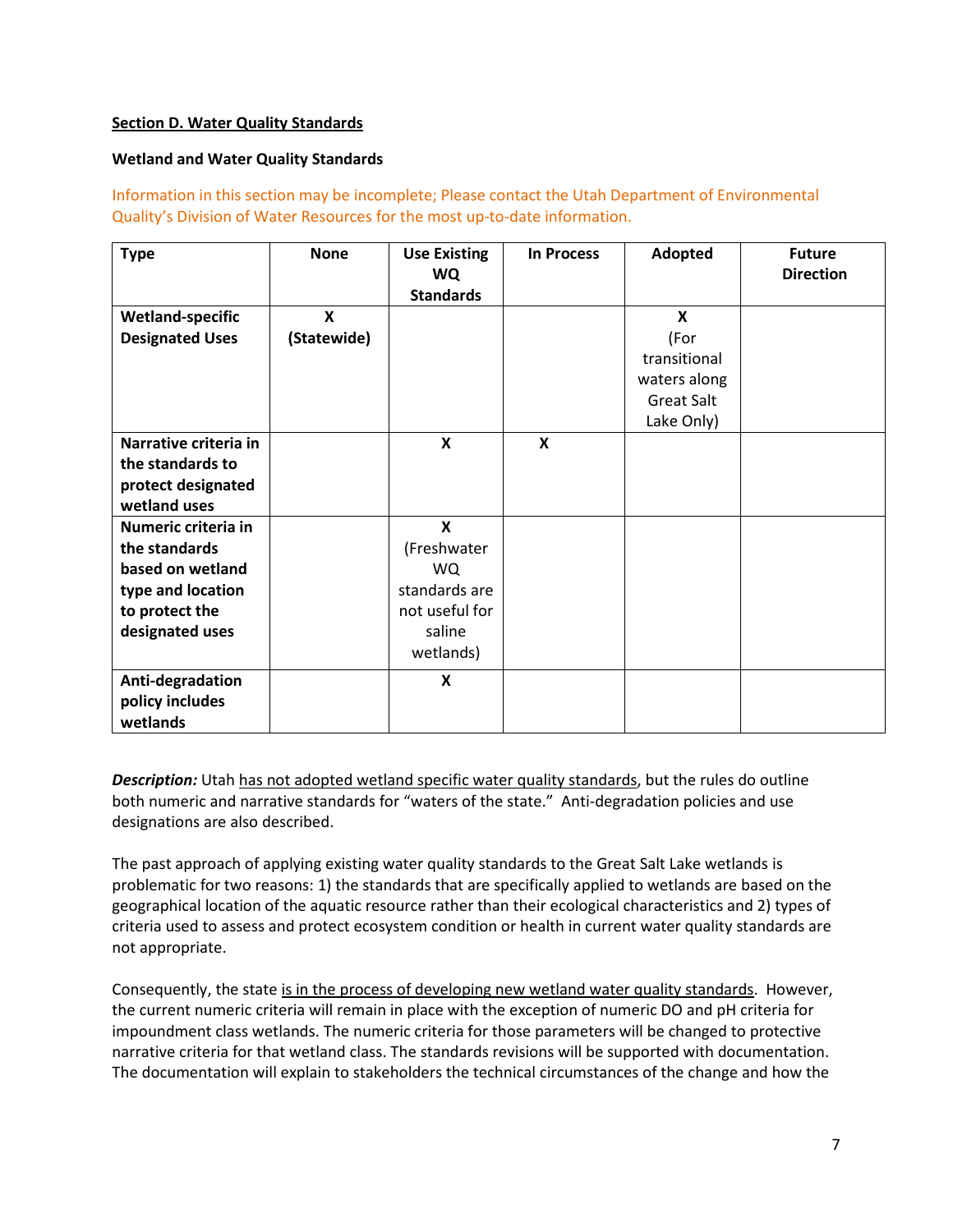**Section D. Water Quality Standards**

**Wetland and Water Quality Standards**

Information in this section may be incomplete; Please contact the Utah Department of Environmental Quality's Division of Water Resources for the most up-to-date information.

| Type | None | Use Existing WQ Standards | In Process | Adopted | Future Direction |
|---|---|---|---|---|---|
| **Wetland-specific Designated Uses** | **X** (Statewide) | | | **X** (For transitional waters along Great Salt Lake Only) | |
| **Narrative criteria in the standards to protect designated wetland uses** | | **X** | **X** | | |
| **Numeric criteria in the standards based on wetland type and location to protect the designated uses** | | **X** (Freshwater WQ standards are not useful for saline wetlands) | | | |
| **Anti-degradation policy includes wetlands** | | **X** | | | |

***Description:*** Utah has not adopted wetland specific water quality standards, but the rules do outline both numeric and narrative standards for "waters of the state." Anti-degradation policies and use designations are also described.

The past approach of applying existing water quality standards to the Great Salt Lake wetlands is problematic for two reasons: 1) the standards that are specifically applied to wetlands are based on the geographical location of the aquatic resource rather than their ecological characteristics and 2) types of criteria used to assess and protect ecosystem condition or health in current water quality standards are not appropriate.

Consequently, the state is in the process of developing new wetland water quality standards. However, the current numeric criteria will remain in place with the exception of numeric DO and pH criteria for impoundment class wetlands. The numeric criteria for those parameters will be changed to protective narrative criteria for that wetland class. The standards revisions will be supported with documentation. The documentation will explain to stakeholders the technical circumstances of the change and how the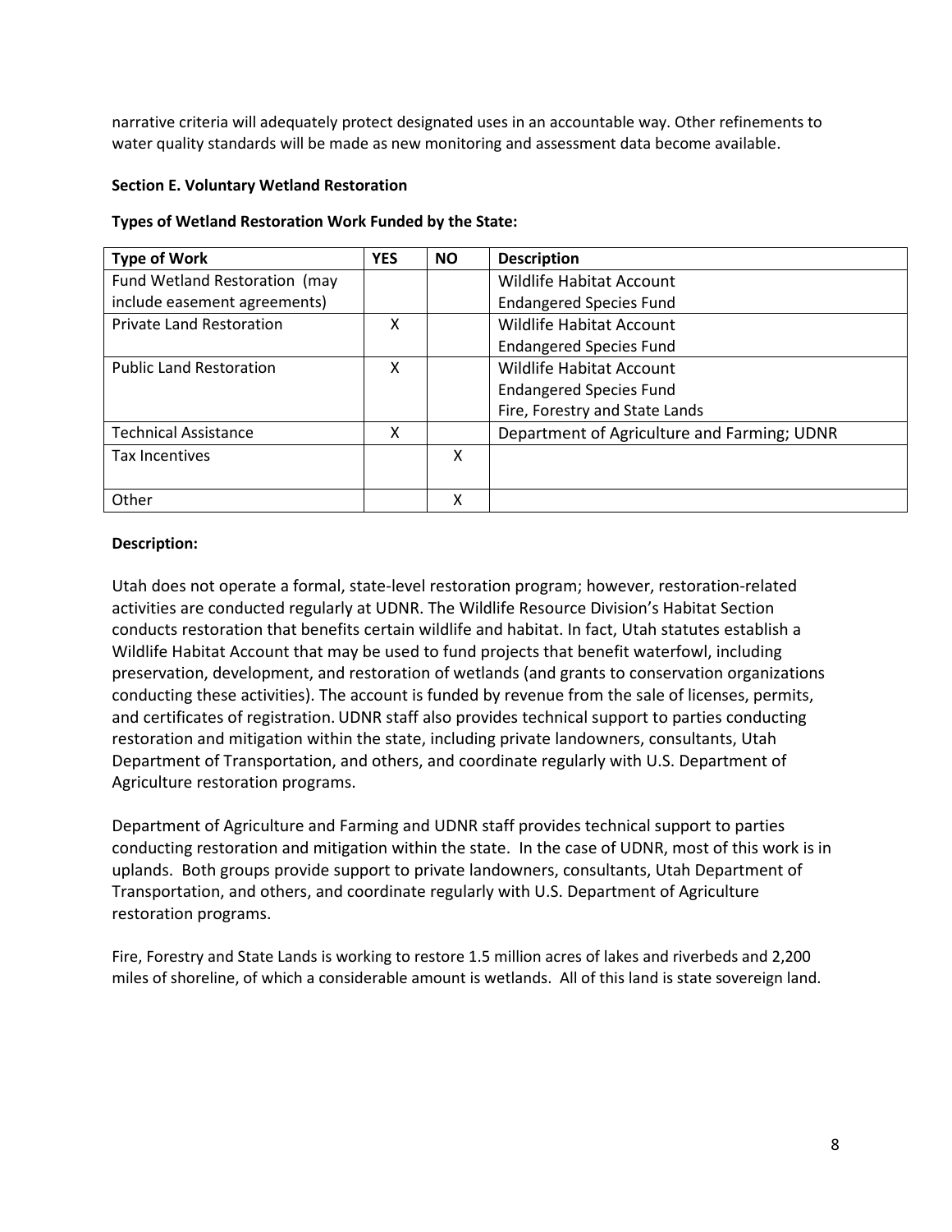narrative criteria will adequately protect designated uses in an accountable way. Other refinements to water quality standards will be made as new monitoring and assessment data become available.

**Section E. Voluntary Wetland Restoration**

**Types of Wetland Restoration Work Funded by the State:**

| Type of Work | YES | NO | Description |
|---|---|---|---|
| Fund Wetland Restoration (may include easement agreements) | | | Wildlife Habitat Account<br>Endangered Species Fund |
| Private Land Restoration | X | | Wildlife Habitat Account<br>Endangered Species Fund |
| Public Land Restoration | X | | Wildlife Habitat Account<br>Endangered Species Fund<br>Fire, Forestry and State Lands |
| Technical Assistance | X | | Department of Agriculture and Farming; UDNR |
| Tax Incentives | | X | |
| Other | | X | |

**Description:**

Utah does not operate a formal, state-level restoration program; however, restoration-related activities are conducted regularly at UDNR. The Wildlife Resource Division's Habitat Section conducts restoration that benefits certain wildlife and habitat. In fact, Utah statutes establish a Wildlife Habitat Account that may be used to fund projects that benefit waterfowl, including preservation, development, and restoration of wetlands (and grants to conservation organizations conducting these activities). The account is funded by revenue from the sale of licenses, permits, and certificates of registration. UDNR staff also provides technical support to parties conducting restoration and mitigation within the state, including private landowners, consultants, Utah Department of Transportation, and others, and coordinate regularly with U.S. Department of Agriculture restoration programs.

Department of Agriculture and Farming and UDNR staff provides technical support to parties conducting restoration and mitigation within the state. In the case of UDNR, most of this work is in uplands. Both groups provide support to private landowners, consultants, Utah Department of Transportation, and others, and coordinate regularly with U.S. Department of Agriculture restoration programs.

Fire, Forestry and State Lands is working to restore 1.5 million acres of lakes and riverbeds and 2,200 miles of shoreline, of which a considerable amount is wetlands. All of this land is state sovereign land.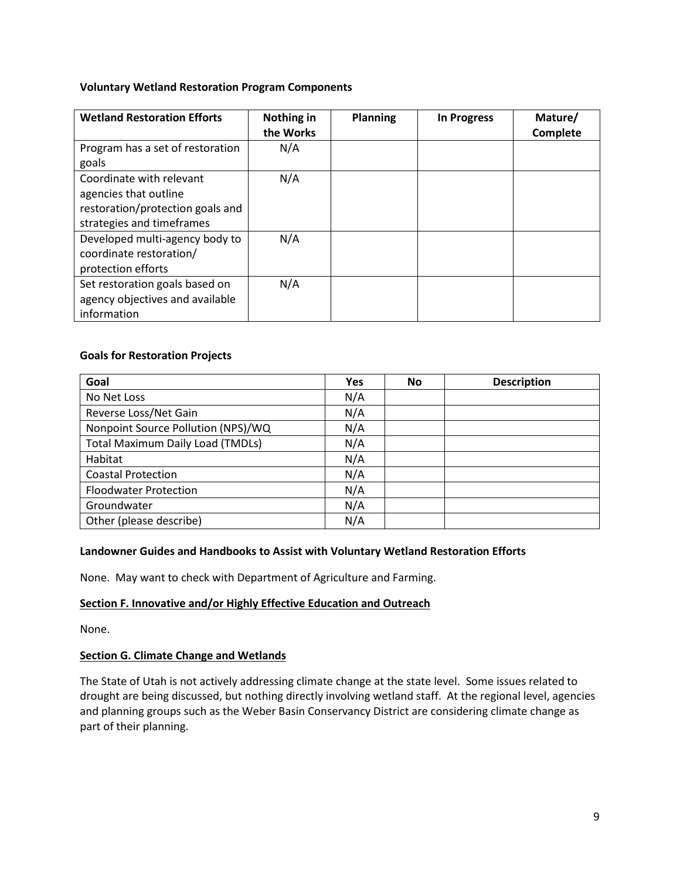**Voluntary Wetland Restoration Program Components**

| Wetland Restoration Efforts | Nothing in the Works | Planning | In Progress | Mature/ Complete |
|---|---|---|---|---|
| Program has a set of restoration goals | N/A | | | |
| Coordinate with relevant agencies that outline restoration/protection goals and strategies and timeframes | N/A | | | |
| Developed multi-agency body to coordinate restoration/ protection efforts | N/A | | | |
| Set restoration goals based on agency objectives and available information | N/A | | | |

**Goals for Restoration Projects**

| Goal | Yes | No | Description |
|---|---|---|---|
| No Net Loss | N/A | | |
| Reverse Loss/Net Gain | N/A | | |
| Nonpoint Source Pollution (NPS)/WQ | N/A | | |
| Total Maximum Daily Load (TMDLs) | N/A | | |
| Habitat | N/A | | |
| Coastal Protection | N/A | | |
| Floodwater Protection | N/A | | |
| Groundwater | N/A | | |
| Other (please describe) | N/A | | |

**Landowner Guides and Handbooks to Assist with Voluntary Wetland Restoration Efforts**

None. May want to check with Department of Agriculture and Farming.

## Section F. Innovative and/or Highly Effective Education and Outreach

None.

## Section G. Climate Change and Wetlands

The State of Utah is not actively addressing climate change at the state level. Some issues related to drought are being discussed, but nothing directly involving wetland staff. At the regional level, agencies and planning groups such as the Weber Basin Conservancy District are considering climate change as part of their planning.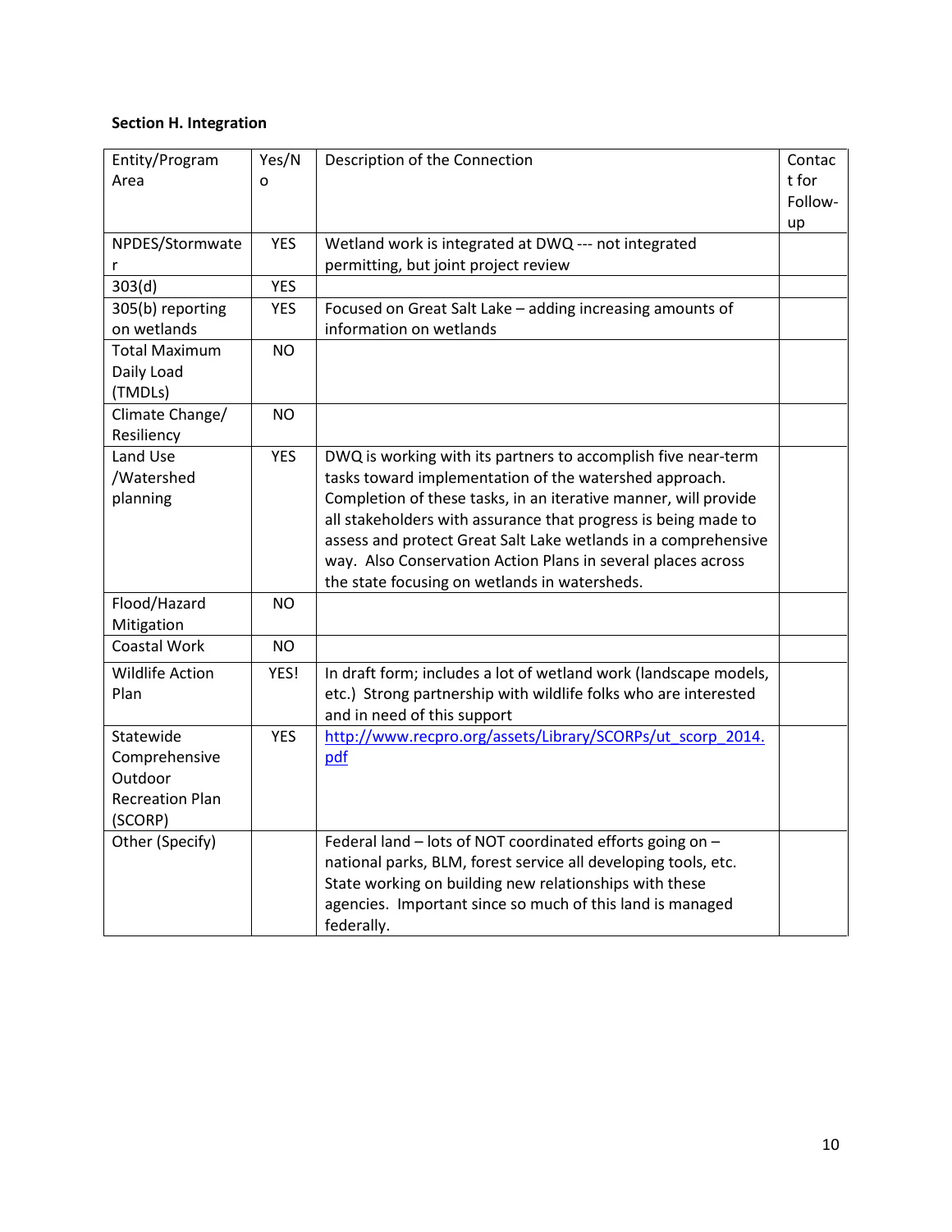**Section H. Integration**

| Entity/Program Area | Yes/No | Description of the Connection | Contact for Follow-up |
|---|---|---|---|
| NPDES/Stormwater | YES | Wetland work is integrated at DWQ --- not integrated permitting, but joint project review | |
| 303(d) | YES | | |
| 305(b) reporting on wetlands | YES | Focused on Great Salt Lake – adding increasing amounts of information on wetlands | |
| Total Maximum Daily Load (TMDLs) | NO | | |
| Climate Change/ Resiliency | NO | | |
| Land Use /Watershed planning | YES | DWQ is working with its partners to accomplish five near-term tasks toward implementation of the watershed approach. Completion of these tasks, in an iterative manner, will provide all stakeholders with assurance that progress is being made to assess and protect Great Salt Lake wetlands in a comprehensive way. Also Conservation Action Plans in several places across the state focusing on wetlands in watersheds. | |
| Flood/Hazard Mitigation | NO | | |
| Coastal Work | NO | | |
| Wildlife Action Plan | YES! | In draft form; includes a lot of wetland work (landscape models, etc.) Strong partnership with wildlife folks who are interested and in need of this support | |
| Statewide Comprehensive Outdoor Recreation Plan (SCORP) | YES | http://www.recpro.org/assets/Library/SCORPs/ut_scorp_2014.pdf | |
| Other (Specify) | | Federal land – lots of NOT coordinated efforts going on – national parks, BLM, forest service all developing tools, etc. State working on building new relationships with these agencies. Important since so much of this land is managed federally. | |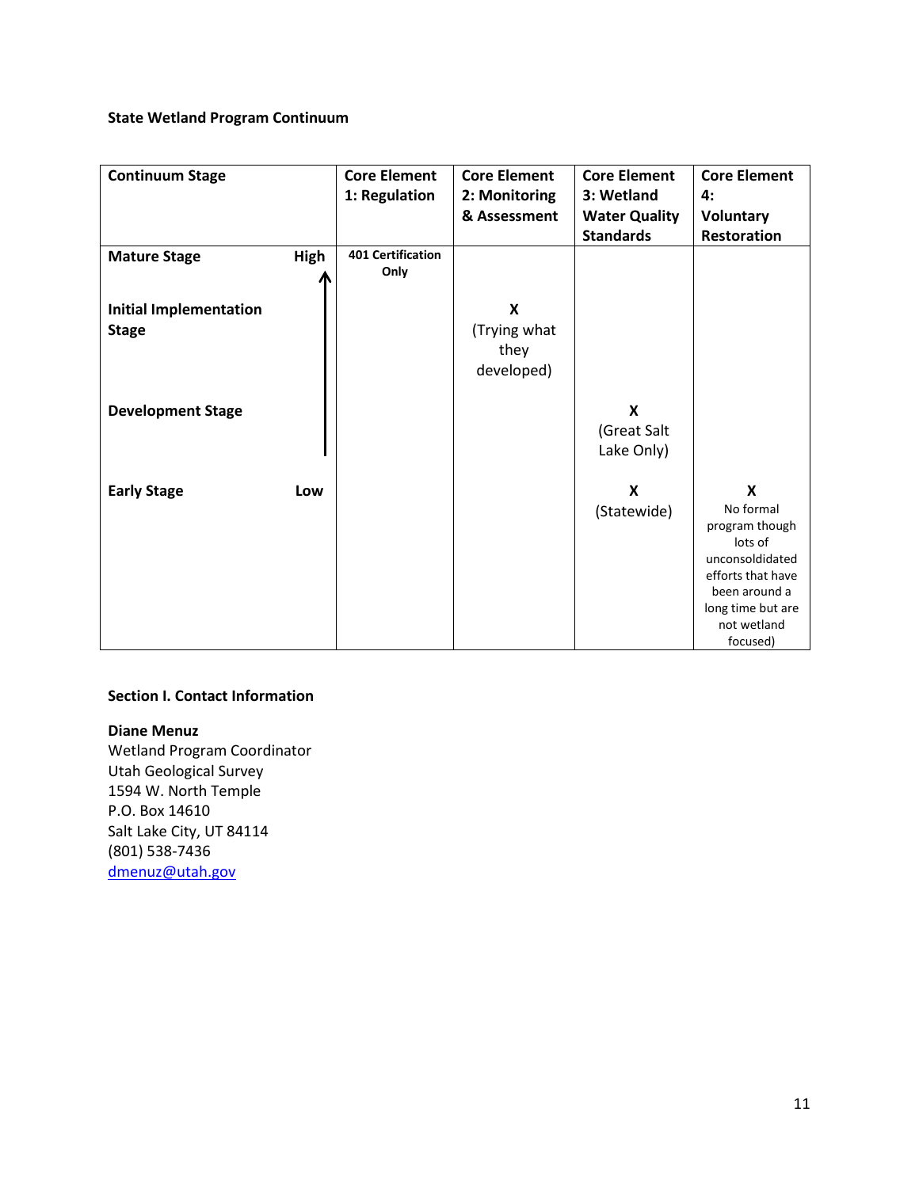### State Wetland Program Continuum

| Continuum Stage | | Core Element 1: Regulation | Core Element 2: Monitoring & Assessment | Core Element 3: Wetland Water Quality Standards | Core Element 4: Voluntary Restoration |
|---|---|---|---|---|---|
| Mature Stage | High ↑ | 401 Certification Only | | | |
| Initial Implementation Stage | | | X (Trying what they developed) | | |
| Development Stage | | | | X (Great Salt Lake Only) | |
| Early Stage | Low | | | X (Statewide) | X No formal program though lots of unconsoldidated efforts that have been around a long time but are not wetland focused) |

### Section I. Contact Information

**Diane Menuz**
Wetland Program Coordinator
Utah Geological Survey
1594 W. North Temple
P.O. Box 14610
Salt Lake City, UT 84114
(801) 538-7436
dmenuz@utah.gov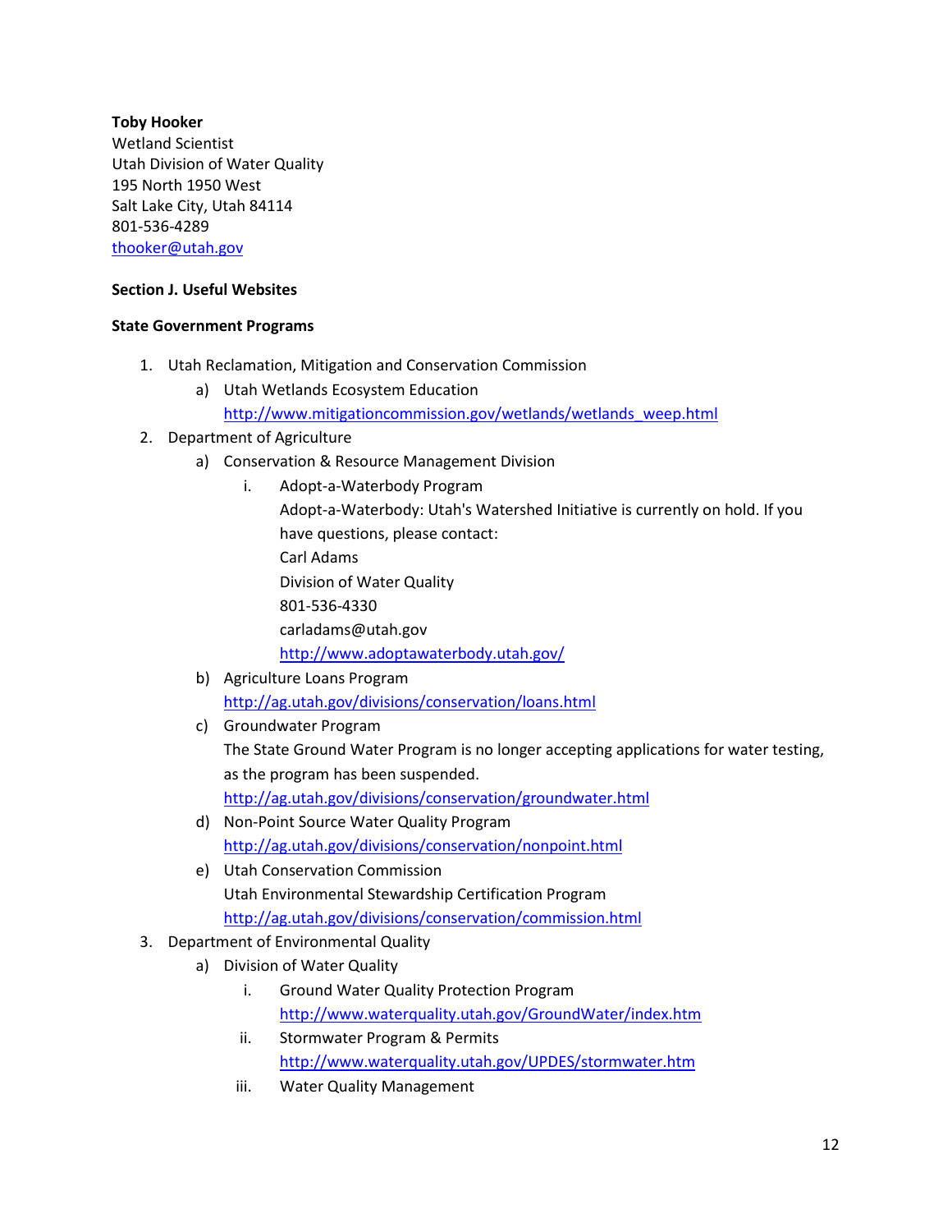**Toby Hooker**
Wetland Scientist
Utah Division of Water Quality
195 North 1950 West
Salt Lake City, Utah 84114
801-536-4289
thooker@utah.gov

**Section J. Useful Websites**

**State Government Programs**

1. Utah Reclamation, Mitigation and Conservation Commission
   a) Utah Wetlands Ecosystem Education
      http://www.mitigationcommission.gov/wetlands/wetlands_weep.html
2. Department of Agriculture
   a) Conservation & Resource Management Division
      i. Adopt-a-Waterbody Program
         Adopt-a-Waterbody: Utah's Watershed Initiative is currently on hold. If you have questions, please contact:
         Carl Adams
         Division of Water Quality
         801-536-4330
         carladams@utah.gov
         http://www.adoptawaterbody.utah.gov/
   b) Agriculture Loans Program
      http://ag.utah.gov/divisions/conservation/loans.html
   c) Groundwater Program
      The State Ground Water Program is no longer accepting applications for water testing, as the program has been suspended.
      http://ag.utah.gov/divisions/conservation/groundwater.html
   d) Non-Point Source Water Quality Program
      http://ag.utah.gov/divisions/conservation/nonpoint.html
   e) Utah Conservation Commission
      Utah Environmental Stewardship Certification Program
      http://ag.utah.gov/divisions/conservation/commission.html
3. Department of Environmental Quality
   a) Division of Water Quality
      i. Ground Water Quality Protection Program
         http://www.waterquality.utah.gov/GroundWater/index.htm
      ii. Stormwater Program & Permits
         http://www.waterquality.utah.gov/UPDES/stormwater.htm
      iii. Water Quality Management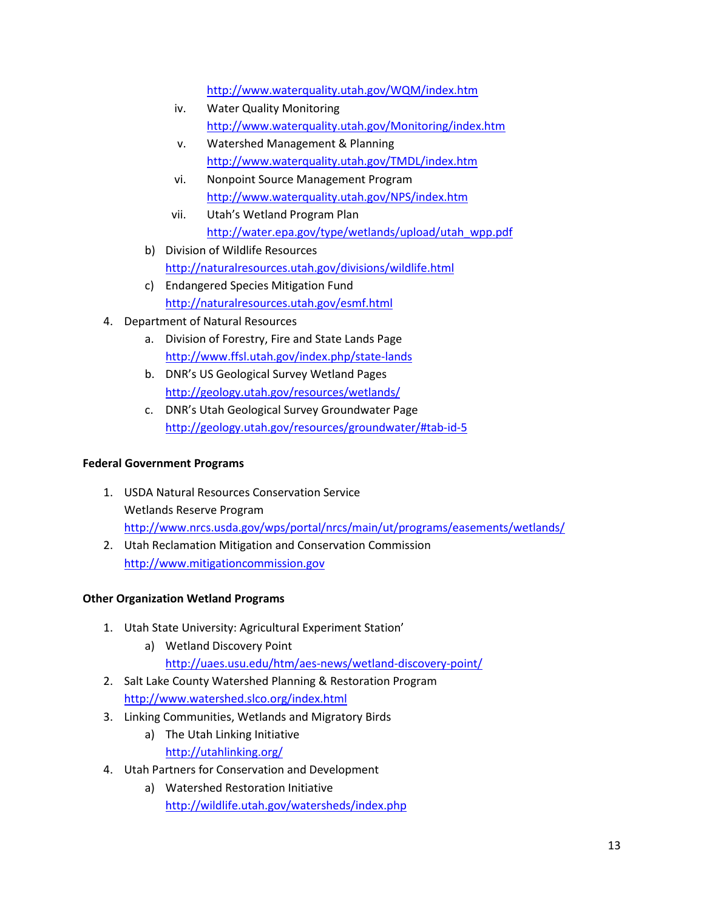http://www.waterquality.utah.gov/WQM/index.htm

iv. Water Quality Monitoring
http://www.waterquality.utah.gov/Monitoring/index.htm

v. Watershed Management & Planning
http://www.waterquality.utah.gov/TMDL/index.htm

vi. Nonpoint Source Management Program
http://www.waterquality.utah.gov/NPS/index.htm

vii. Utah's Wetland Program Plan
http://water.epa.gov/type/wetlands/upload/utah_wpp.pdf

b) Division of Wildlife Resources
http://naturalresources.utah.gov/divisions/wildlife.html

c) Endangered Species Mitigation Fund
http://naturalresources.utah.gov/esmf.html

4. Department of Natural Resources
   a. Division of Forestry, Fire and State Lands Page
      http://www.ffsl.utah.gov/index.php/state-lands
   b. DNR's US Geological Survey Wetland Pages
      http://geology.utah.gov/resources/wetlands/
   c. DNR's Utah Geological Survey Groundwater Page
      http://geology.utah.gov/resources/groundwater/#tab-id-5

**Federal Government Programs**

1. USDA Natural Resources Conservation Service
   Wetlands Reserve Program
   http://www.nrcs.usda.gov/wps/portal/nrcs/main/ut/programs/easements/wetlands/
2. Utah Reclamation Mitigation and Conservation Commission
   http://www.mitigationcommission.gov

**Other Organization Wetland Programs**

1. Utah State University: Agricultural Experiment Station'
   a) Wetland Discovery Point
      http://uaes.usu.edu/htm/aes-news/wetland-discovery-point/
2. Salt Lake County Watershed Planning & Restoration Program
   http://www.watershed.slco.org/index.html
3. Linking Communities, Wetlands and Migratory Birds
   a) The Utah Linking Initiative
      http://utahlinking.org/
4. Utah Partners for Conservation and Development
   a) Watershed Restoration Initiative
      http://wildlife.utah.gov/watersheds/index.php